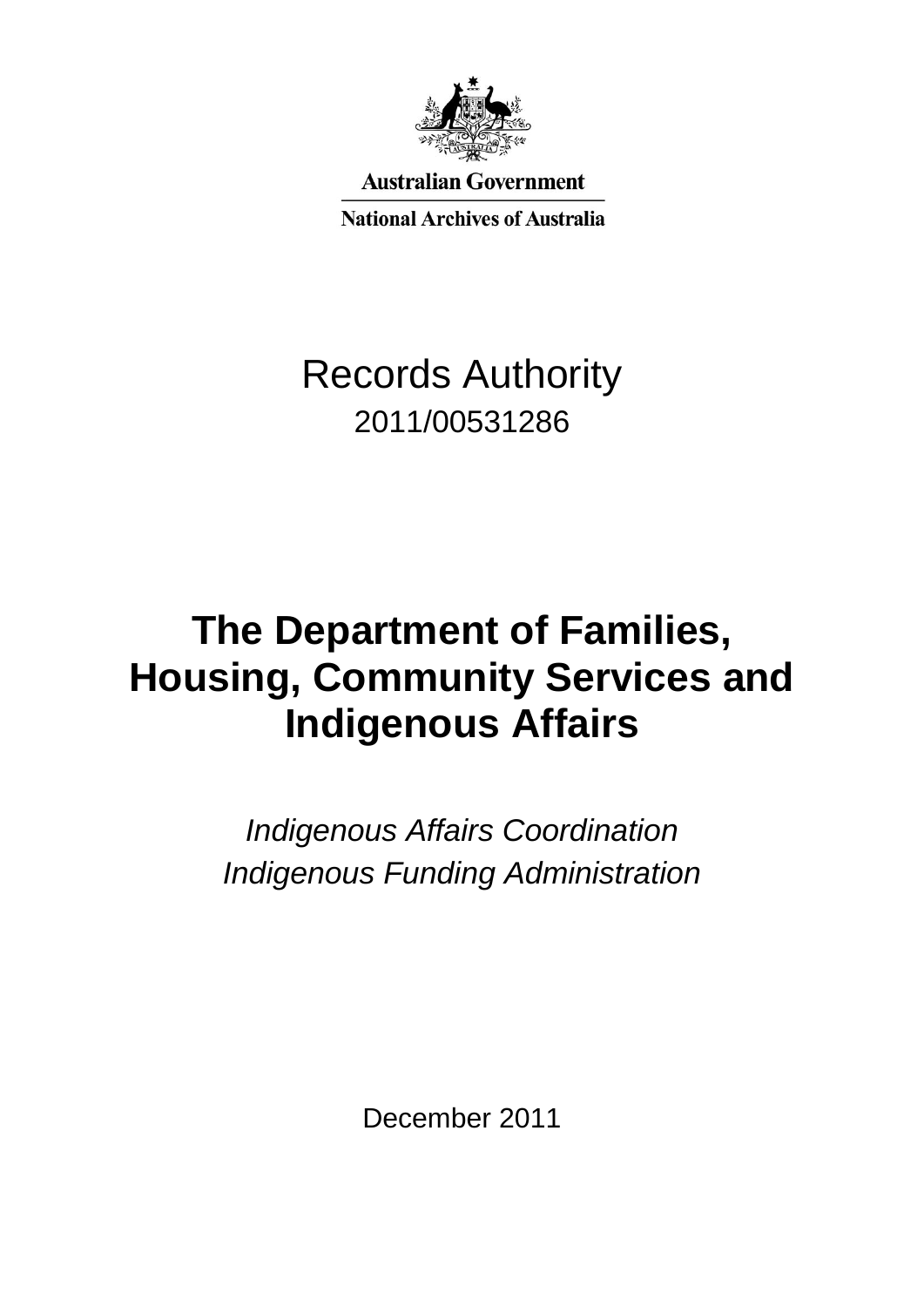Australian Government

National Archives of Australia

Records Authority

2011/00531286

# The Department of Families, Housing, Community Services and Indigenous Affairs

*Indigenous Affairs Coordination*

*Indigenous Funding Administration*

December 2011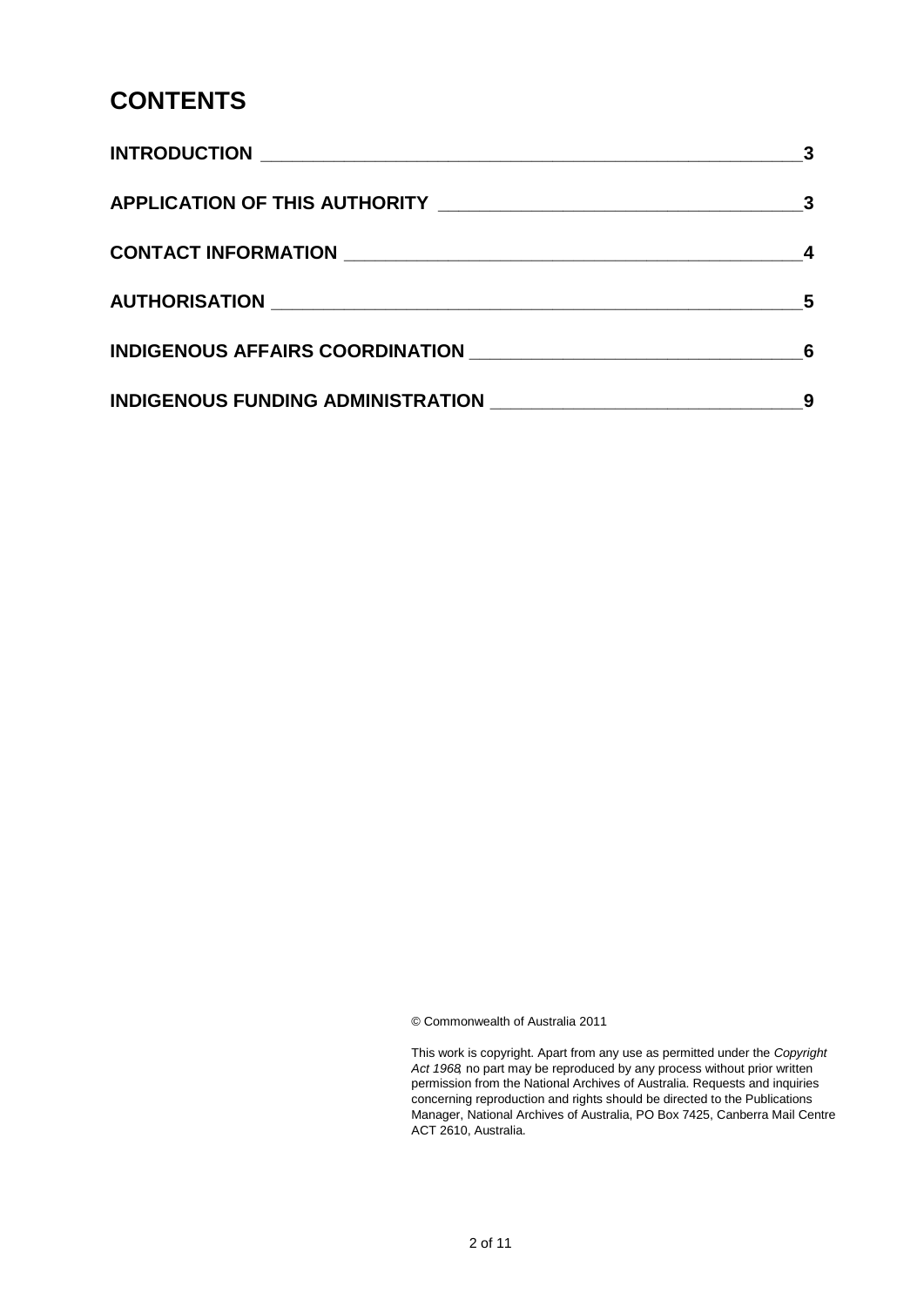# CONTENTS

| | |
|---|---|
| **INTRODUCTION** | **3** |
| **APPLICATION OF THIS AUTHORITY** | **3** |
| **CONTACT INFORMATION** | **4** |
| **AUTHORISATION** | **5** |
| **INDIGENOUS AFFAIRS COORDINATION** | **6** |
| **INDIGENOUS FUNDING ADMINISTRATION** | **9** |

© Commonwealth of Australia 2011

This work is copyright. Apart from any use as permitted under the *Copyright Act 1968*, no part may be reproduced by any process without prior written permission from the National Archives of Australia. Requests and inquiries concerning reproduction and rights should be directed to the Publications Manager, National Archives of Australia, PO Box 7425, Canberra Mail Centre ACT 2610, Australia.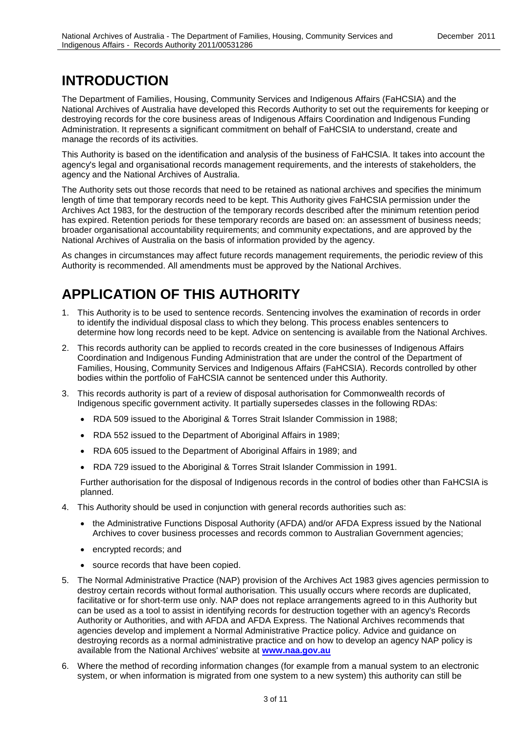# INTRODUCTION

The Department of Families, Housing, Community Services and Indigenous Affairs (FaHCSIA) and the National Archives of Australia have developed this Records Authority to set out the requirements for keeping or destroying records for the core business areas of Indigenous Affairs Coordination and Indigenous Funding Administration. It represents a significant commitment on behalf of FaHCSIA to understand, create and manage the records of its activities.

This Authority is based on the identification and analysis of the business of FaHCSIA. It takes into account the agency's legal and organisational records management requirements, and the interests of stakeholders, the agency and the National Archives of Australia.

The Authority sets out those records that need to be retained as national archives and specifies the minimum length of time that temporary records need to be kept. This Authority gives FaHCSIA permission under the Archives Act 1983, for the destruction of the temporary records described after the minimum retention period has expired. Retention periods for these temporary records are based on: an assessment of business needs; broader organisational accountability requirements; and community expectations, and are approved by the National Archives of Australia on the basis of information provided by the agency.

As changes in circumstances may affect future records management requirements, the periodic review of this Authority is recommended. All amendments must be approved by the National Archives.

# APPLICATION OF THIS AUTHORITY

1. This Authority is to be used to sentence records. Sentencing involves the examination of records in order to identify the individual disposal class to which they belong. This process enables sentencers to determine how long records need to be kept. Advice on sentencing is available from the National Archives.
2. This records authority can be applied to records created in the core businesses of Indigenous Affairs Coordination and Indigenous Funding Administration that are under the control of the Department of Families, Housing, Community Services and Indigenous Affairs (FaHCSIA). Records controlled by other bodies within the portfolio of FaHCSIA cannot be sentenced under this Authority.
3. This records authority is part of a review of disposal authorisation for Commonwealth records of Indigenous specific government activity. It partially supersedes classes in the following RDAs:
   - RDA 509 issued to the Aboriginal & Torres Strait Islander Commission in 1988;
   - RDA 552 issued to the Department of Aboriginal Affairs in 1989;
   - RDA 605 issued to the Department of Aboriginal Affairs in 1989; and
   - RDA 729 issued to the Aboriginal & Torres Strait Islander Commission in 1991.

   Further authorisation for the disposal of Indigenous records in the control of bodies other than FaHCSIA is planned.
4. This Authority should be used in conjunction with general records authorities such as:
   - the Administrative Functions Disposal Authority (AFDA) and/or AFDA Express issued by the National Archives to cover business processes and records common to Australian Government agencies;
   - encrypted records; and
   - source records that have been copied.
5. The Normal Administrative Practice (NAP) provision of the Archives Act 1983 gives agencies permission to destroy certain records without formal authorisation. This usually occurs where records are duplicated, facilitative or for short-term use only. NAP does not replace arrangements agreed to in this Authority but can be used as a tool to assist in identifying records for destruction together with an agency's Records Authority or Authorities, and with AFDA and AFDA Express. The National Archives recommends that agencies develop and implement a Normal Administrative Practice policy. Advice and guidance on destroying records as a normal administrative practice and on how to develop an agency NAP policy is available from the National Archives' website at **www.naa.gov.au**
6. Where the method of recording information changes (for example from a manual system to an electronic system, or when information is migrated from one system to a new system) this authority can still be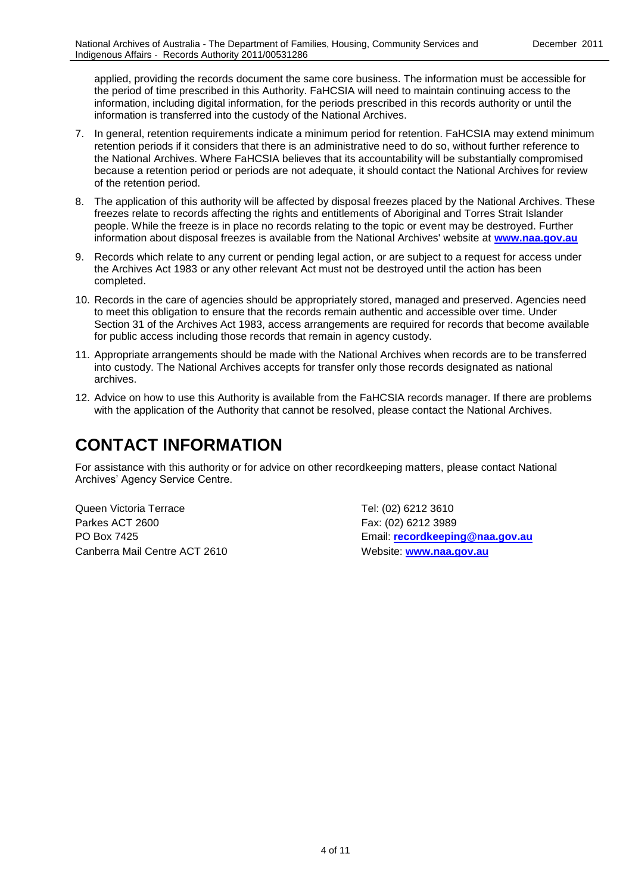applied, providing the records document the same core business. The information must be accessible for the period of time prescribed in this Authority. FaHCSIA will need to maintain continuing access to the information, including digital information, for the periods prescribed in this records authority or until the information is transferred into the custody of the National Archives.

7. In general, retention requirements indicate a minimum period for retention. FaHCSIA may extend minimum retention periods if it considers that there is an administrative need to do so, without further reference to the National Archives. Where FaHCSIA believes that its accountability will be substantially compromised because a retention period or periods are not adequate, it should contact the National Archives for review of the retention period.
8. The application of this authority will be affected by disposal freezes placed by the National Archives. These freezes relate to records affecting the rights and entitlements of Aboriginal and Torres Strait Islander people. While the freeze is in place no records relating to the topic or event may be destroyed. Further information about disposal freezes is available from the National Archives' website at **www.naa.gov.au**
9. Records which relate to any current or pending legal action, or are subject to a request for access under the Archives Act 1983 or any other relevant Act must not be destroyed until the action has been completed.
10. Records in the care of agencies should be appropriately stored, managed and preserved. Agencies need to meet this obligation to ensure that the records remain authentic and accessible over time. Under Section 31 of the Archives Act 1983, access arrangements are required for records that become available for public access including those records that remain in agency custody.
11. Appropriate arrangements should be made with the National Archives when records are to be transferred into custody. The National Archives accepts for transfer only those records designated as national archives.
12. Advice on how to use this Authority is available from the FaHCSIA records manager. If there are problems with the application of the Authority that cannot be resolved, please contact the National Archives.

# CONTACT INFORMATION

For assistance with this authority or for advice on other recordkeeping matters, please contact National Archives' Agency Service Centre.

Queen Victoria Terrace
Parkes ACT 2600
PO Box 7425
Canberra Mail Centre ACT 2610

Tel: (02) 6212 3610
Fax: (02) 6212 3989
Email: **recordkeeping@naa.gov.au**
Website: **www.naa.gov.au**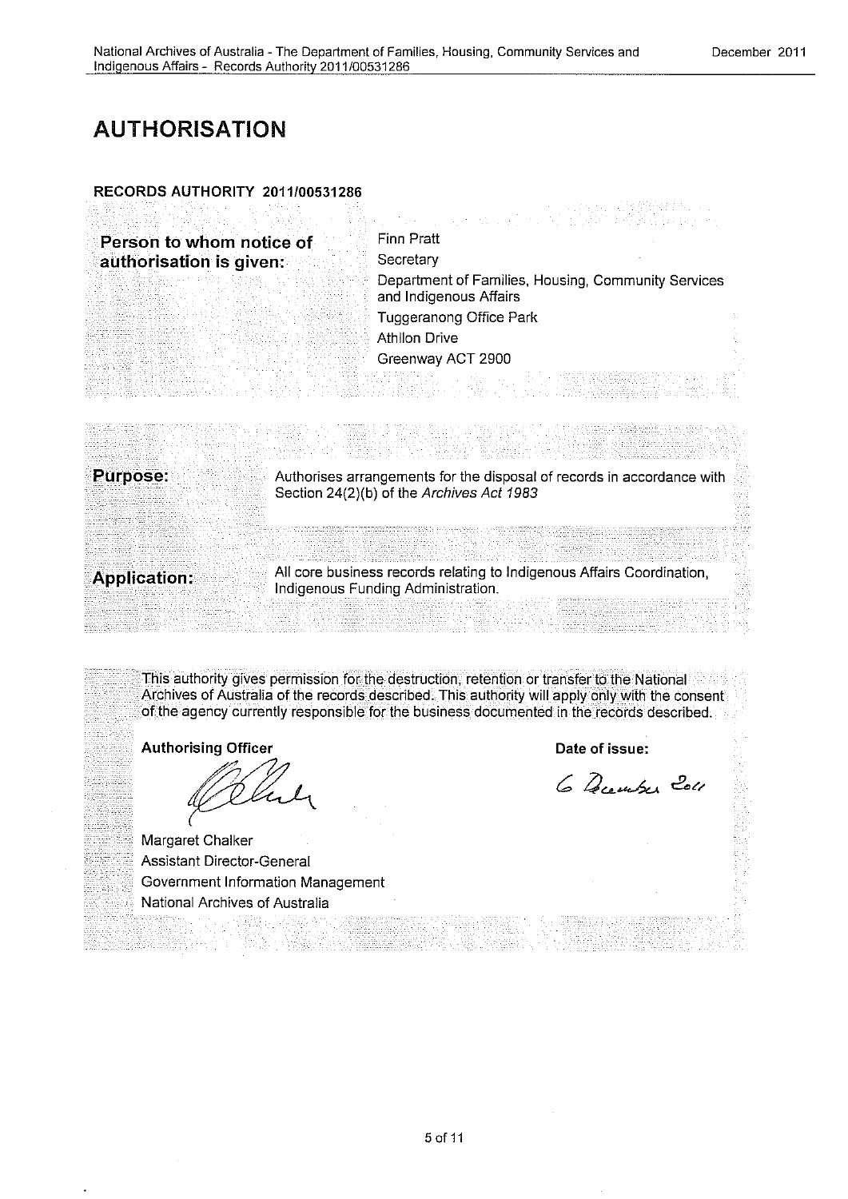# AUTHORISATION

**RECORDS AUTHORITY 2011/00531286**

| | |
|---|---|
| **Person to whom notice of authorisation is given:** | Finn Pratt<br>Secretary<br>Department of Families, Housing, Community Services and Indigenous Affairs<br>Tuggeranong Office Park<br>Athllon Drive<br>Greenway ACT 2900 |

| | |
|---|---|
| **Purpose:** | Authorises arrangements for the disposal of records in accordance with Section 24(2)(b) of the *Archives Act 1983* |
| **Application:** | All core business records relating to Indigenous Affairs Coordination, Indigenous Funding Administration. |

This authority gives permission for the destruction, retention or transfer to the National Archives of Australia of the records described. This authority will apply only with the consent of the agency currently responsible for the business documented in the records described.

**Authorising Officer**

Margaret Chalker
Assistant Director-General
Government Information Management
National Archives of Australia

**Date of issue:**

6 December 2011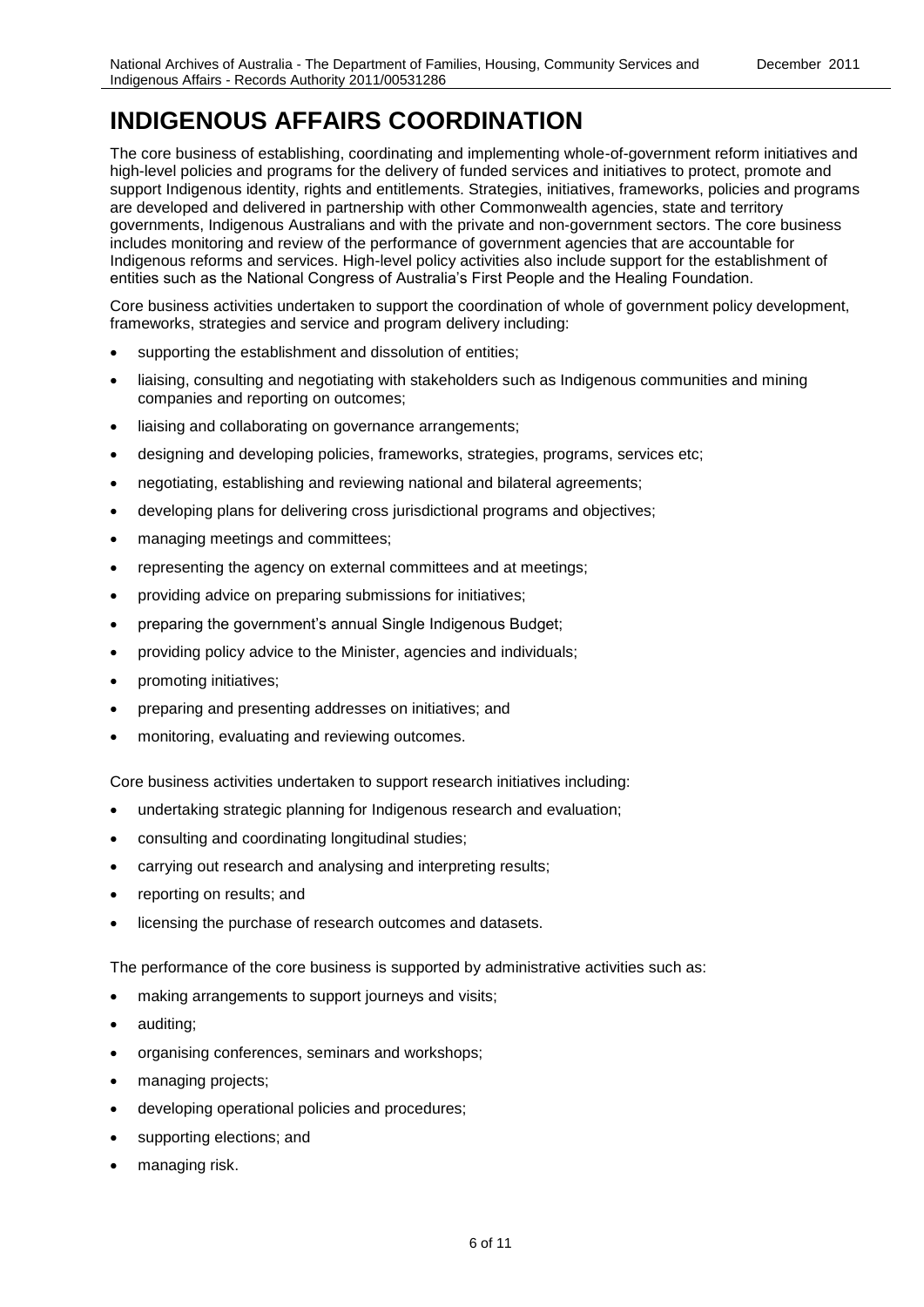# INDIGENOUS AFFAIRS COORDINATION

The core business of establishing, coordinating and implementing whole-of-government reform initiatives and high-level policies and programs for the delivery of funded services and initiatives to protect, promote and support Indigenous identity, rights and entitlements. Strategies, initiatives, frameworks, policies and programs are developed and delivered in partnership with other Commonwealth agencies, state and territory governments, Indigenous Australians and with the private and non-government sectors. The core business includes monitoring and review of the performance of government agencies that are accountable for Indigenous reforms and services. High-level policy activities also include support for the establishment of entities such as the National Congress of Australia's First People and the Healing Foundation.

Core business activities undertaken to support the coordination of whole of government policy development, frameworks, strategies and service and program delivery including:

- supporting the establishment and dissolution of entities;
- liaising, consulting and negotiating with stakeholders such as Indigenous communities and mining companies and reporting on outcomes;
- liaising and collaborating on governance arrangements;
- designing and developing policies, frameworks, strategies, programs, services etc;
- negotiating, establishing and reviewing national and bilateral agreements;
- developing plans for delivering cross jurisdictional programs and objectives;
- managing meetings and committees;
- representing the agency on external committees and at meetings;
- providing advice on preparing submissions for initiatives;
- preparing the government's annual Single Indigenous Budget;
- providing policy advice to the Minister, agencies and individuals;
- promoting initiatives;
- preparing and presenting addresses on initiatives; and
- monitoring, evaluating and reviewing outcomes.

Core business activities undertaken to support research initiatives including:

- undertaking strategic planning for Indigenous research and evaluation;
- consulting and coordinating longitudinal studies;
- carrying out research and analysing and interpreting results;
- reporting on results; and
- licensing the purchase of research outcomes and datasets.

The performance of the core business is supported by administrative activities such as:

- making arrangements to support journeys and visits;
- auditing;
- organising conferences, seminars and workshops;
- managing projects;
- developing operational policies and procedures;
- supporting elections; and
- managing risk.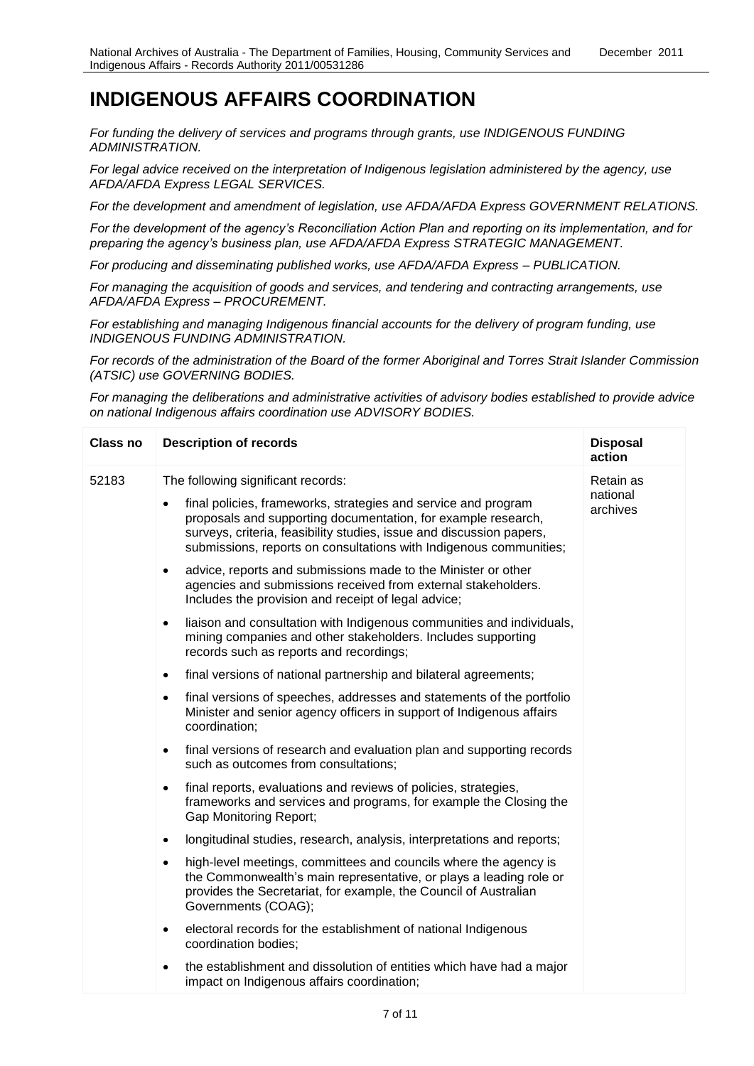# INDIGENOUS AFFAIRS COORDINATION

*For funding the delivery of services and programs through grants, use INDIGENOUS FUNDING ADMINISTRATION.*

*For legal advice received on the interpretation of Indigenous legislation administered by the agency, use AFDA/AFDA Express LEGAL SERVICES.*

*For the development and amendment of legislation, use AFDA/AFDA Express GOVERNMENT RELATIONS.*

*For the development of the agency's Reconciliation Action Plan and reporting on its implementation, and for preparing the agency's business plan, use AFDA/AFDA Express STRATEGIC MANAGEMENT.*

*For producing and disseminating published works, use AFDA/AFDA Express – PUBLICATION.*

*For managing the acquisition of goods and services, and tendering and contracting arrangements, use AFDA/AFDA Express – PROCUREMENT.*

*For establishing and managing Indigenous financial accounts for the delivery of program funding, use INDIGENOUS FUNDING ADMINISTRATION.*

*For records of the administration of the Board of the former Aboriginal and Torres Strait Islander Commission (ATSIC) use GOVERNING BODIES.*

*For managing the deliberations and administrative activities of advisory bodies established to provide advice on national Indigenous affairs coordination use ADVISORY BODIES.*

| Class no | Description of records | Disposal action |
|---|---|---|
| 52183 | The following significant records:<br>• final policies, frameworks, strategies and service and program proposals and supporting documentation, for example research, surveys, criteria, feasibility studies, issue and discussion papers, submissions, reports on consultations with Indigenous communities;<br>• advice, reports and submissions made to the Minister or other agencies and submissions received from external stakeholders. Includes the provision and receipt of legal advice;<br>• liaison and consultation with Indigenous communities and individuals, mining companies and other stakeholders. Includes supporting records such as reports and recordings;<br>• final versions of national partnership and bilateral agreements;<br>• final versions of speeches, addresses and statements of the portfolio Minister and senior agency officers in support of Indigenous affairs coordination;<br>• final versions of research and evaluation plan and supporting records such as outcomes from consultations;<br>• final reports, evaluations and reviews of policies, strategies, frameworks and services and programs, for example the Closing the Gap Monitoring Report;<br>• longitudinal studies, research, analysis, interpretations and reports;<br>• high-level meetings, committees and councils where the agency is the Commonwealth's main representative, or plays a leading role or provides the Secretariat, for example, the Council of Australian Governments (COAG);<br>• electoral records for the establishment of national Indigenous coordination bodies;<br>• the establishment and dissolution of entities which have had a major impact on Indigenous affairs coordination; | Retain as national archives |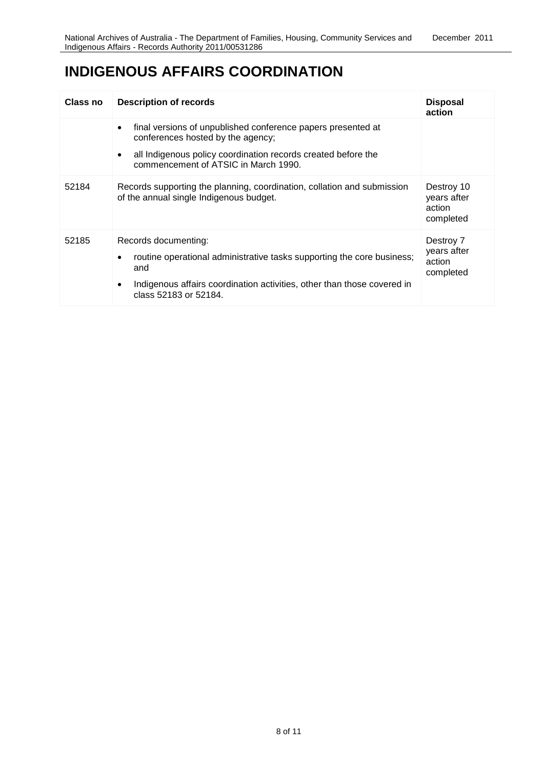# INDIGENOUS AFFAIRS COORDINATION

| Class no | Description of records | Disposal action |
|---|---|---|
| | • final versions of unpublished conference papers presented at conferences hosted by the agency;<br>• all Indigenous policy coordination records created before the commencement of ATSIC in March 1990. | |
| 52184 | Records supporting the planning, coordination, collation and submission of the annual single Indigenous budget. | Destroy 10 years after action completed |
| 52185 | Records documenting:<br>• routine operational administrative tasks supporting the core business; and<br>• Indigenous affairs coordination activities, other than those covered in class 52183 or 52184. | Destroy 7 years after action completed |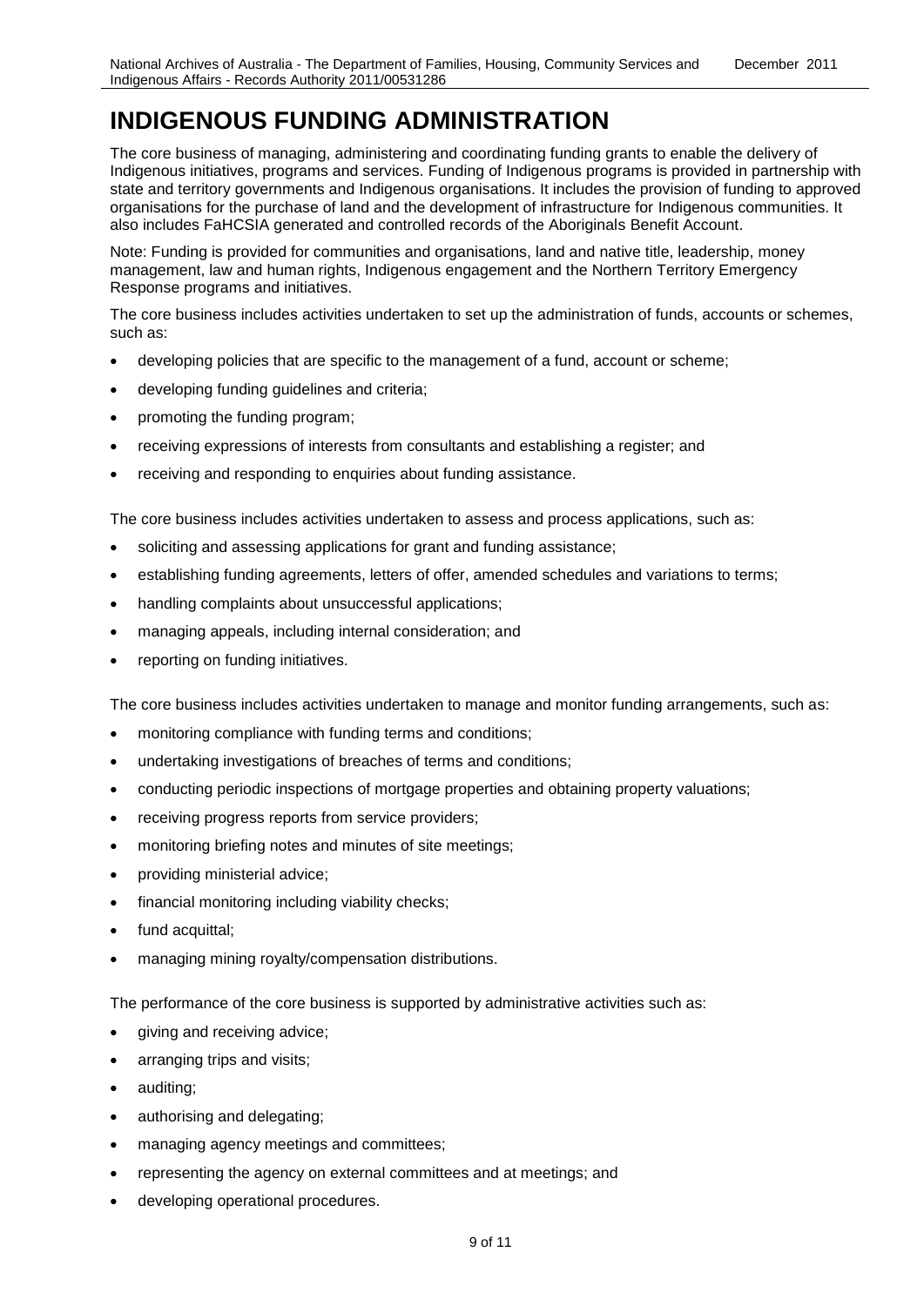# INDIGENOUS FUNDING ADMINISTRATION

The core business of managing, administering and coordinating funding grants to enable the delivery of Indigenous initiatives, programs and services. Funding of Indigenous programs is provided in partnership with state and territory governments and Indigenous organisations. It includes the provision of funding to approved organisations for the purchase of land and the development of infrastructure for Indigenous communities. It also includes FaHCSIA generated and controlled records of the Aboriginals Benefit Account.

Note: Funding is provided for communities and organisations, land and native title, leadership, money management, law and human rights, Indigenous engagement and the Northern Territory Emergency Response programs and initiatives.

The core business includes activities undertaken to set up the administration of funds, accounts or schemes, such as:

- developing policies that are specific to the management of a fund, account or scheme;
- developing funding guidelines and criteria;
- promoting the funding program;
- receiving expressions of interests from consultants and establishing a register; and
- receiving and responding to enquiries about funding assistance.

The core business includes activities undertaken to assess and process applications, such as:

- soliciting and assessing applications for grant and funding assistance;
- establishing funding agreements, letters of offer, amended schedules and variations to terms;
- handling complaints about unsuccessful applications;
- managing appeals, including internal consideration; and
- reporting on funding initiatives.

The core business includes activities undertaken to manage and monitor funding arrangements, such as:

- monitoring compliance with funding terms and conditions;
- undertaking investigations of breaches of terms and conditions;
- conducting periodic inspections of mortgage properties and obtaining property valuations;
- receiving progress reports from service providers;
- monitoring briefing notes and minutes of site meetings;
- providing ministerial advice;
- financial monitoring including viability checks;
- fund acquittal;
- managing mining royalty/compensation distributions.

The performance of the core business is supported by administrative activities such as:

- giving and receiving advice;
- arranging trips and visits;
- auditing;
- authorising and delegating;
- managing agency meetings and committees;
- representing the agency on external committees and at meetings; and
- developing operational procedures.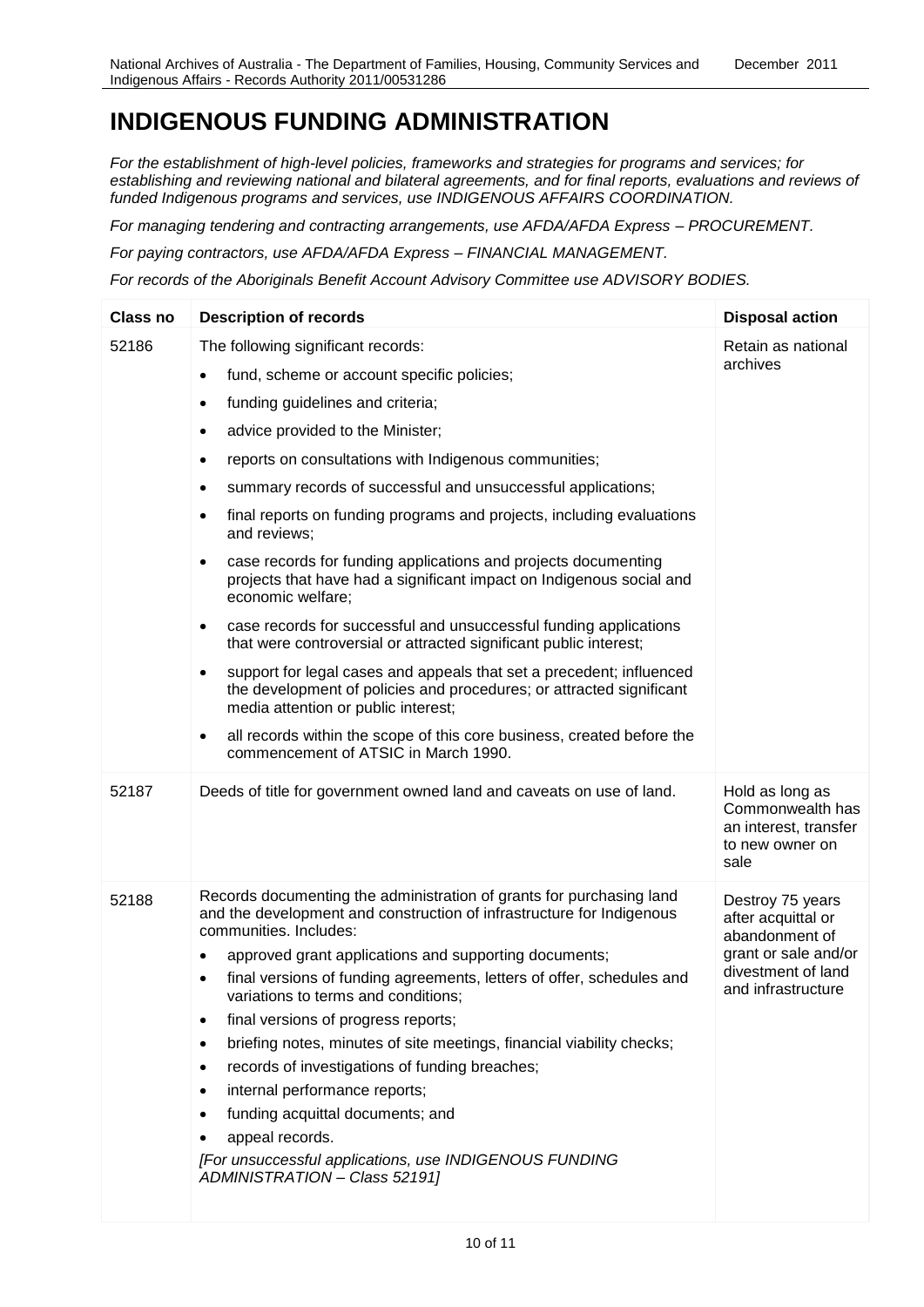# INDIGENOUS FUNDING ADMINISTRATION

*For the establishment of high-level policies, frameworks and strategies for programs and services; for establishing and reviewing national and bilateral agreements, and for final reports, evaluations and reviews of funded Indigenous programs and services, use INDIGENOUS AFFAIRS COORDINATION.*

*For managing tendering and contracting arrangements, use AFDA/AFDA Express – PROCUREMENT.*

*For paying contractors, use AFDA/AFDA Express – FINANCIAL MANAGEMENT.*

*For records of the Aboriginals Benefit Account Advisory Committee use ADVISORY BODIES.*

| Class no | Description of records | Disposal action |
|---|---|---|
| 52186 | The following significant records:<br>• fund, scheme or account specific policies;<br>• funding guidelines and criteria;<br>• advice provided to the Minister;<br>• reports on consultations with Indigenous communities;<br>• summary records of successful and unsuccessful applications;<br>• final reports on funding programs and projects, including evaluations and reviews;<br>• case records for funding applications and projects documenting projects that have had a significant impact on Indigenous social and economic welfare;<br>• case records for successful and unsuccessful funding applications that were controversial or attracted significant public interest;<br>• support for legal cases and appeals that set a precedent; influenced the development of policies and procedures; or attracted significant media attention or public interest;<br>• all records within the scope of this core business, created before the commencement of ATSIC in March 1990. | Retain as national archives |
| 52187 | Deeds of title for government owned land and caveats on use of land. | Hold as long as Commonwealth has an interest, transfer to new owner on sale |
| 52188 | Records documenting the administration of grants for purchasing land and the development and construction of infrastructure for Indigenous communities. Includes:<br>• approved grant applications and supporting documents;<br>• final versions of funding agreements, letters of offer, schedules and variations to terms and conditions;<br>• final versions of progress reports;<br>• briefing notes, minutes of site meetings, financial viability checks;<br>• records of investigations of funding breaches;<br>• internal performance reports;<br>• funding acquittal documents; and<br>• appeal records.<br>*[For unsuccessful applications, use INDIGENOUS FUNDING ADMINISTRATION – Class 52191]* | Destroy 75 years after acquittal or abandonment of grant or sale and/or divestment of land and infrastructure |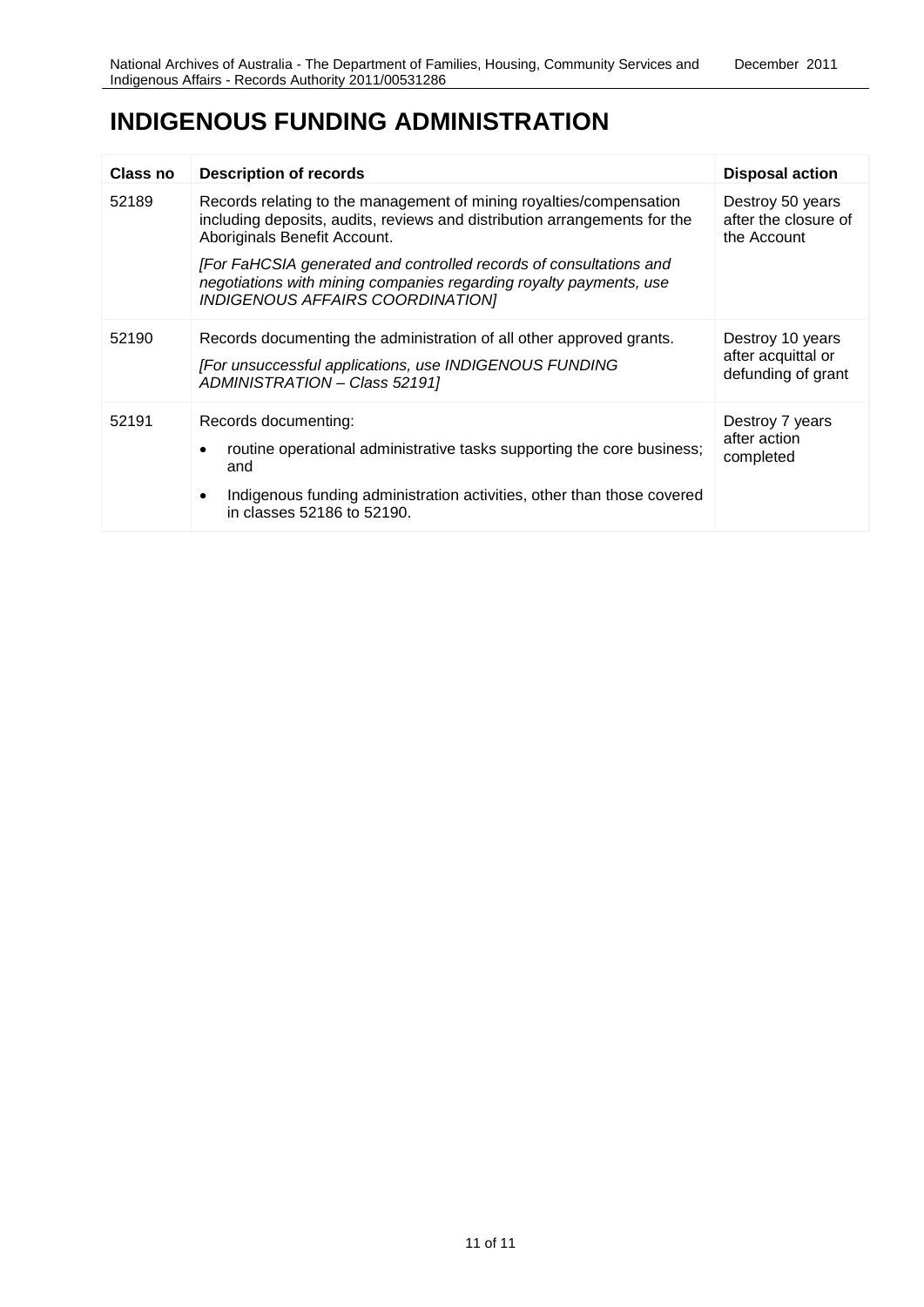# INDIGENOUS FUNDING ADMINISTRATION

| Class no | Description of records | Disposal action |
|---|---|---|
| 52189 | Records relating to the management of mining royalties/compensation including deposits, audits, reviews and distribution arrangements for the Aboriginals Benefit Account.<br><br>*[For FaHCSIA generated and controlled records of consultations and negotiations with mining companies regarding royalty payments, use INDIGENOUS AFFAIRS COORDINATION]* | Destroy 50 years after the closure of the Account |
| 52190 | Records documenting the administration of all other approved grants.<br><br>*[For unsuccessful applications, use INDIGENOUS FUNDING ADMINISTRATION – Class 52191]* | Destroy 10 years after acquittal or defunding of grant |
| 52191 | Records documenting:<br><br>• routine operational administrative tasks supporting the core business; and<br><br>• Indigenous funding administration activities, other than those covered in classes 52186 to 52190. | Destroy 7 years after action completed |